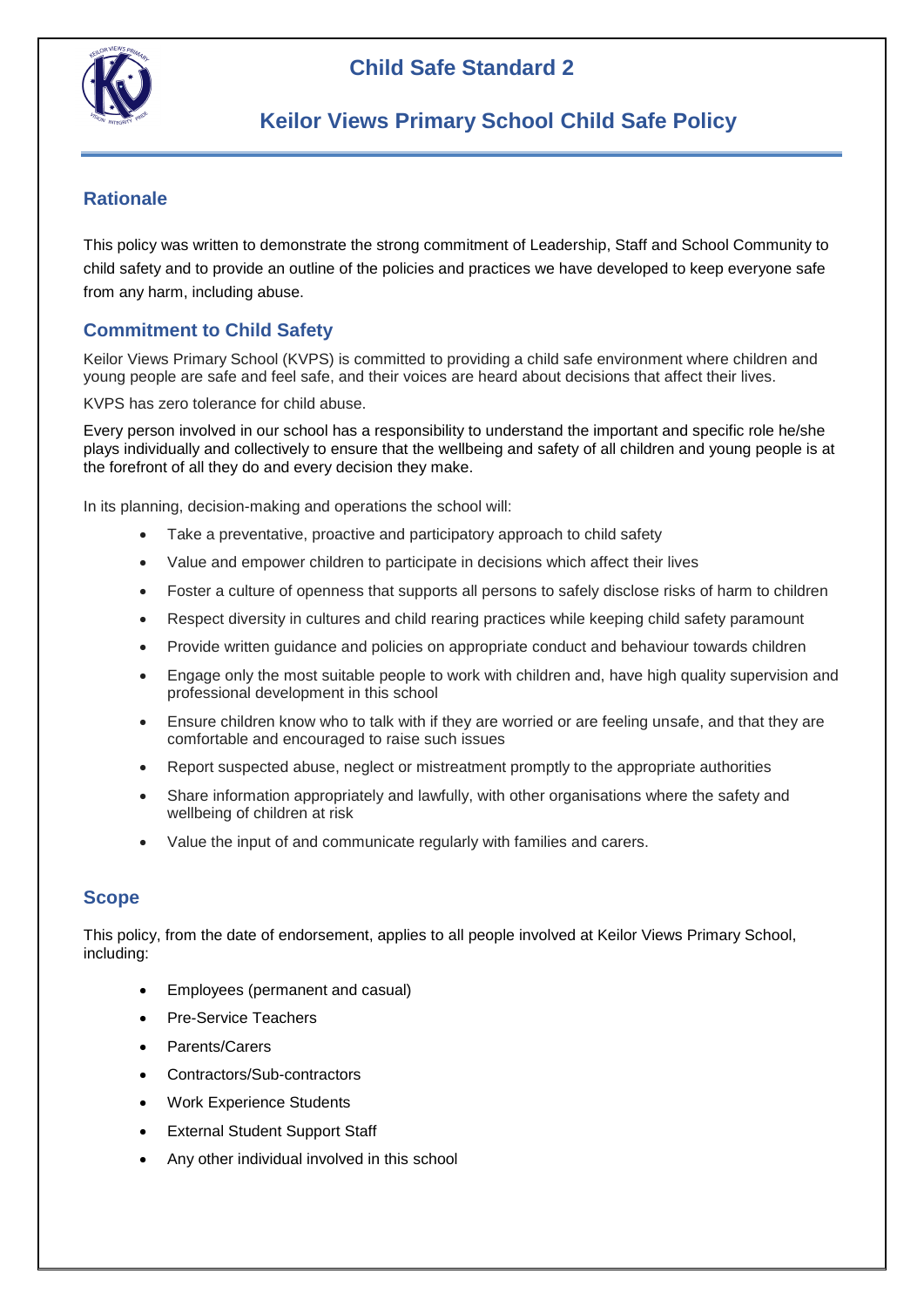# Child Safe Standard 2

## Keilor Views Primary School Child Safe Policy

### Rationale

This policy was written to demonstrate the strong commitment of Leadership, Staff and School Community to child safety and to provide an outline of the policies and practices we have developed to keep everyone safe from any harm, including abuse.

### Commitment to Child Safety

Keilor Views Primary School (KVPS) is committed to providing a child safe environment where children and young people are safe and feel safe, and their voices are heard about decisions that affect their lives.

KVPS has zero tolerance for child abuse.

Every person involved in our school has a responsibility to understand the important and specific role he/she plays individually and collectively to ensure that the wellbeing and safety of all children and young people is at the forefront of all they do and every decision they make.

In its planning, decision-making and operations the school will:

- Take a preventative, proactive and participatory approach to child safety
- Value and empower children to participate in decisions which affect their lives
- Foster a culture of openness that supports all persons to safely disclose risks of harm to children
- Respect diversity in cultures and child rearing practices while keeping child safety paramount
- Provide written guidance and policies on appropriate conduct and behaviour towards children
- Engage only the most suitable people to work with children and, have high quality supervision and professional development in this school
- Ensure children know who to talk with if they are worried or are feeling unsafe, and that they are comfortable and encouraged to raise such issues
- Report suspected abuse, neglect or mistreatment promptly to the appropriate authorities
- Share information appropriately and lawfully, with other organisations where the safety and wellbeing of children at risk
- Value the input of and communicate regularly with families and carers.

### Scope

This policy, from the date of endorsement, applies to all people involved at Keilor Views Primary School, including:

- Employees (permanent and casual)
- Pre-Service Teachers
- Parents/Carers
- Contractors/Sub-contractors
- Work Experience Students
- External Student Support Staff
- Any other individual involved in this school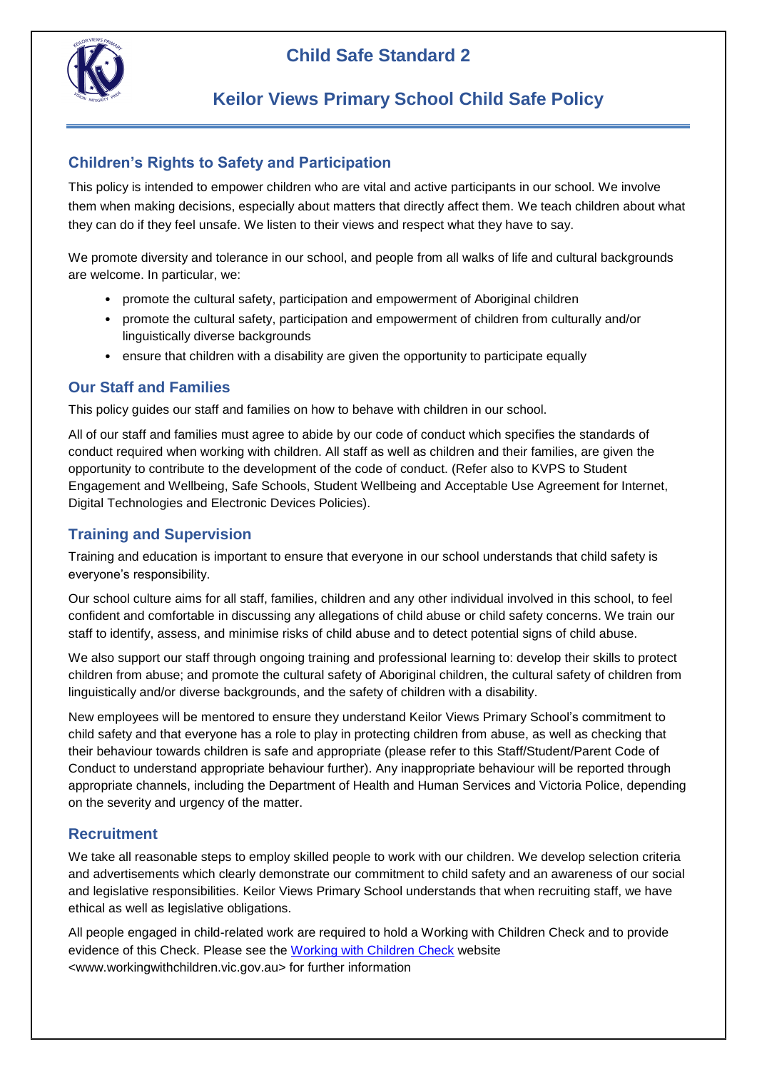# Child Safe Standard 2

## Keilor Views Primary School Child Safe Policy

### Children's Rights to Safety and Participation

This policy is intended to empower children who are vital and active participants in our school. We involve them when making decisions, especially about matters that directly affect them. We teach children about what they can do if they feel unsafe. We listen to their views and respect what they have to say.

We promote diversity and tolerance in our school, and people from all walks of life and cultural backgrounds are welcome. In particular, we:

- promote the cultural safety, participation and empowerment of Aboriginal children
- promote the cultural safety, participation and empowerment of children from culturally and/or linguistically diverse backgrounds
- ensure that children with a disability are given the opportunity to participate equally

### Our Staff and Families

This policy guides our staff and families on how to behave with children in our school.

All of our staff and families must agree to abide by our code of conduct which specifies the standards of conduct required when working with children. All staff as well as children and their families, are given the opportunity to contribute to the development of the code of conduct. (Refer also to KVPS to Student Engagement and Wellbeing, Safe Schools, Student Wellbeing and Acceptable Use Agreement for Internet, Digital Technologies and Electronic Devices Policies).

### Training and Supervision

Training and education is important to ensure that everyone in our school understands that child safety is everyone's responsibility.

Our school culture aims for all staff, families, children and any other individual involved in this school, to feel confident and comfortable in discussing any allegations of child abuse or child safety concerns. We train our staff to identify, assess, and minimise risks of child abuse and to detect potential signs of child abuse.

We also support our staff through ongoing training and professional learning to: develop their skills to protect children from abuse; and promote the cultural safety of Aboriginal children, the cultural safety of children from linguistically and/or diverse backgrounds, and the safety of children with a disability.

New employees will be mentored to ensure they understand Keilor Views Primary School's commitment to child safety and that everyone has a role to play in protecting children from abuse, as well as checking that their behaviour towards children is safe and appropriate (please refer to this Staff/Student/Parent Code of Conduct to understand appropriate behaviour further). Any inappropriate behaviour will be reported through appropriate channels, including the Department of Health and Human Services and Victoria Police, depending on the severity and urgency of the matter.

### Recruitment

We take all reasonable steps to employ skilled people to work with our children. We develop selection criteria and advertisements which clearly demonstrate our commitment to child safety and an awareness of our social and legislative responsibilities. Keilor Views Primary School understands that when recruiting staff, we have ethical as well as legislative obligations.

All people engaged in child-related work are required to hold a Working with Children Check and to provide evidence of this Check. Please see the [Working with Children Check](www.workingwithchildren.vic.gov.au) website <www.workingwithchildren.vic.gov.au> for further information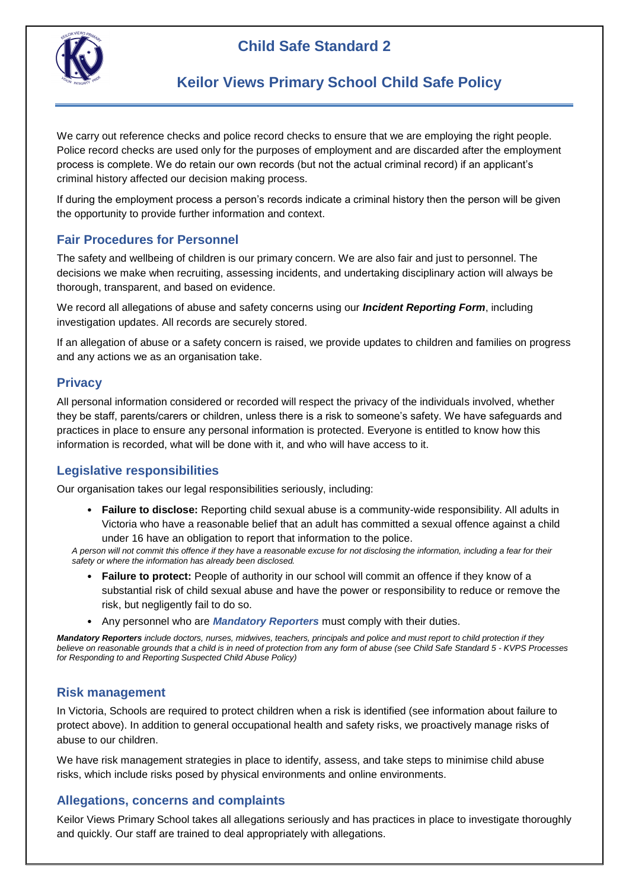# Child Safe Standard 2

## Keilor Views Primary School Child Safe Policy

We carry out reference checks and police record checks to ensure that we are employing the right people. Police record checks are used only for the purposes of employment and are discarded after the employment process is complete. We do retain our own records (but not the actual criminal record) if an applicant's criminal history affected our decision making process.

If during the employment process a person's records indicate a criminal history then the person will be given the opportunity to provide further information and context.

### Fair Procedures for Personnel

The safety and wellbeing of children is our primary concern. We are also fair and just to personnel. The decisions we make when recruiting, assessing incidents, and undertaking disciplinary action will always be thorough, transparent, and based on evidence.

We record all allegations of abuse and safety concerns using our ***Incident Reporting Form***, including investigation updates. All records are securely stored.

If an allegation of abuse or a safety concern is raised, we provide updates to children and families on progress and any actions we as an organisation take.

### Privacy

All personal information considered or recorded will respect the privacy of the individuals involved, whether they be staff, parents/carers or children, unless there is a risk to someone's safety. We have safeguards and practices in place to ensure any personal information is protected. Everyone is entitled to know how this information is recorded, what will be done with it, and who will have access to it.

### Legislative responsibilities

Our organisation takes our legal responsibilities seriously, including:

- **Failure to disclose:** Reporting child sexual abuse is a community-wide responsibility. All adults in Victoria who have a reasonable belief that an adult has committed a sexual offence against a child under 16 have an obligation to report that information to the police.

*A person will not commit this offence if they have a reasonable excuse for not disclosing the information, including a fear for their safety or where the information has already been disclosed.*

- **Failure to protect:** People of authority in our school will commit an offence if they know of a substantial risk of child sexual abuse and have the power or responsibility to reduce or remove the risk, but negligently fail to do so.
- Any personnel who are ***Mandatory Reporters*** must comply with their duties.

***Mandatory Reporters*** *include doctors, nurses, midwives, teachers, principals and police and must report to child protection if they believe on reasonable grounds that a child is in need of protection from any form of abuse (see Child Safe Standard 5 - KVPS Processes for Responding to and Reporting Suspected Child Abuse Policy)*

### Risk management

In Victoria, Schools are required to protect children when a risk is identified (see information about failure to protect above). In addition to general occupational health and safety risks, we proactively manage risks of abuse to our children.

We have risk management strategies in place to identify, assess, and take steps to minimise child abuse risks, which include risks posed by physical environments and online environments.

### Allegations, concerns and complaints

Keilor Views Primary School takes all allegations seriously and has practices in place to investigate thoroughly and quickly. Our staff are trained to deal appropriately with allegations.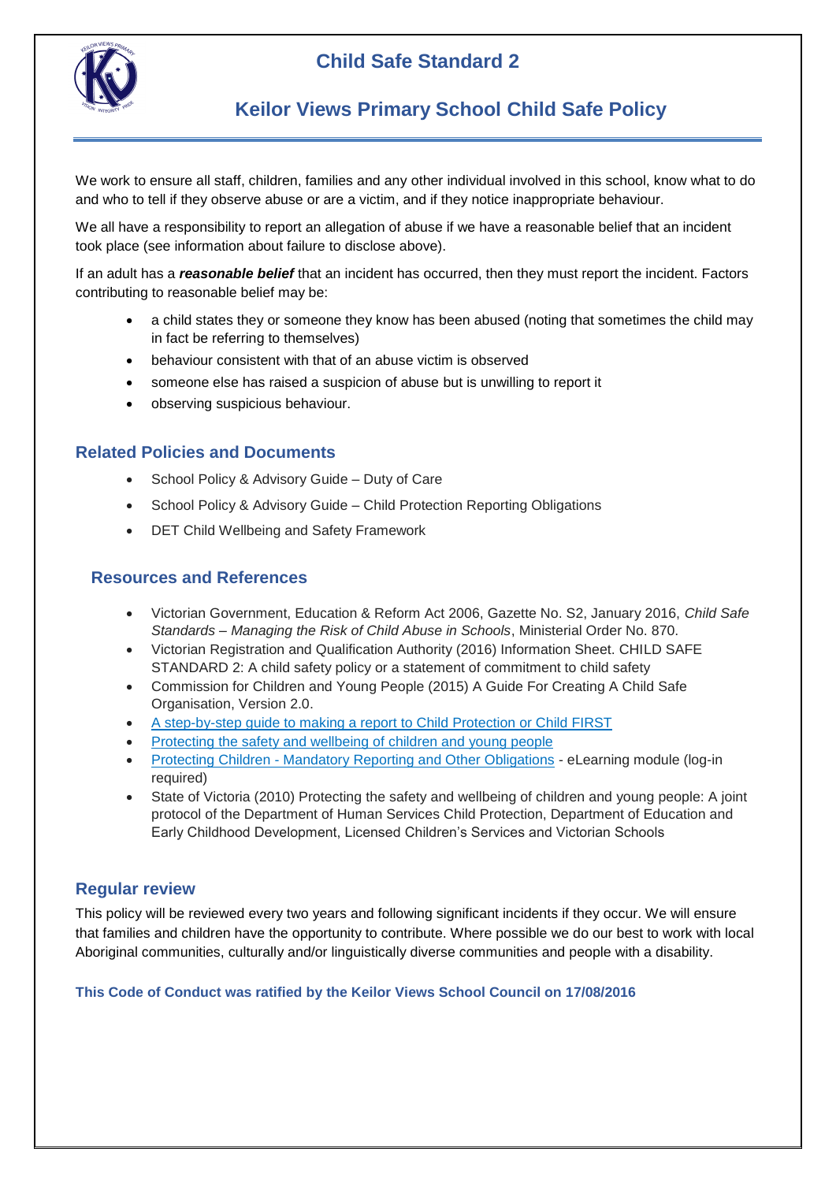# Child Safe Standard 2

## Keilor Views Primary School Child Safe Policy

We work to ensure all staff, children, families and any other individual involved in this school, know what to do and who to tell if they observe abuse or are a victim, and if they notice inappropriate behaviour.

We all have a responsibility to report an allegation of abuse if we have a reasonable belief that an incident took place (see information about failure to disclose above).

If an adult has a ***reasonable belief*** that an incident has occurred, then they must report the incident. Factors contributing to reasonable belief may be:

- a child states they or someone they know has been abused (noting that sometimes the child may in fact be referring to themselves)
- behaviour consistent with that of an abuse victim is observed
- someone else has raised a suspicion of abuse but is unwilling to report it
- observing suspicious behaviour.

### Related Policies and Documents

- School Policy & Advisory Guide – Duty of Care
- School Policy & Advisory Guide – Child Protection Reporting Obligations
- DET Child Wellbeing and Safety Framework

### Resources and References

- Victorian Government, Education & Reform Act 2006, Gazette No. S2, January 2016, *Child Safe Standards – Managing the Risk of Child Abuse in Schools*, Ministerial Order No. 870.
- Victorian Registration and Qualification Authority (2016) Information Sheet. CHILD SAFE STANDARD 2: A child safety policy or a statement of commitment to child safety
- Commission for Children and Young People (2015) A Guide For Creating A Child Safe Organisation, Version 2.0.
- A step-by-step guide to making a report to Child Protection or Child FIRST
- Protecting the safety and wellbeing of children and young people
- Protecting Children - Mandatory Reporting and Other Obligations - eLearning module (log-in required)
- State of Victoria (2010) Protecting the safety and wellbeing of children and young people: A joint protocol of the Department of Human Services Child Protection, Department of Education and Early Childhood Development, Licensed Children's Services and Victorian Schools

### Regular review

This policy will be reviewed every two years and following significant incidents if they occur. We will ensure that families and children have the opportunity to contribute. Where possible we do our best to work with local Aboriginal communities, culturally and/or linguistically diverse communities and people with a disability.

**This Code of Conduct was ratified by the Keilor Views School Council on 17/08/2016**